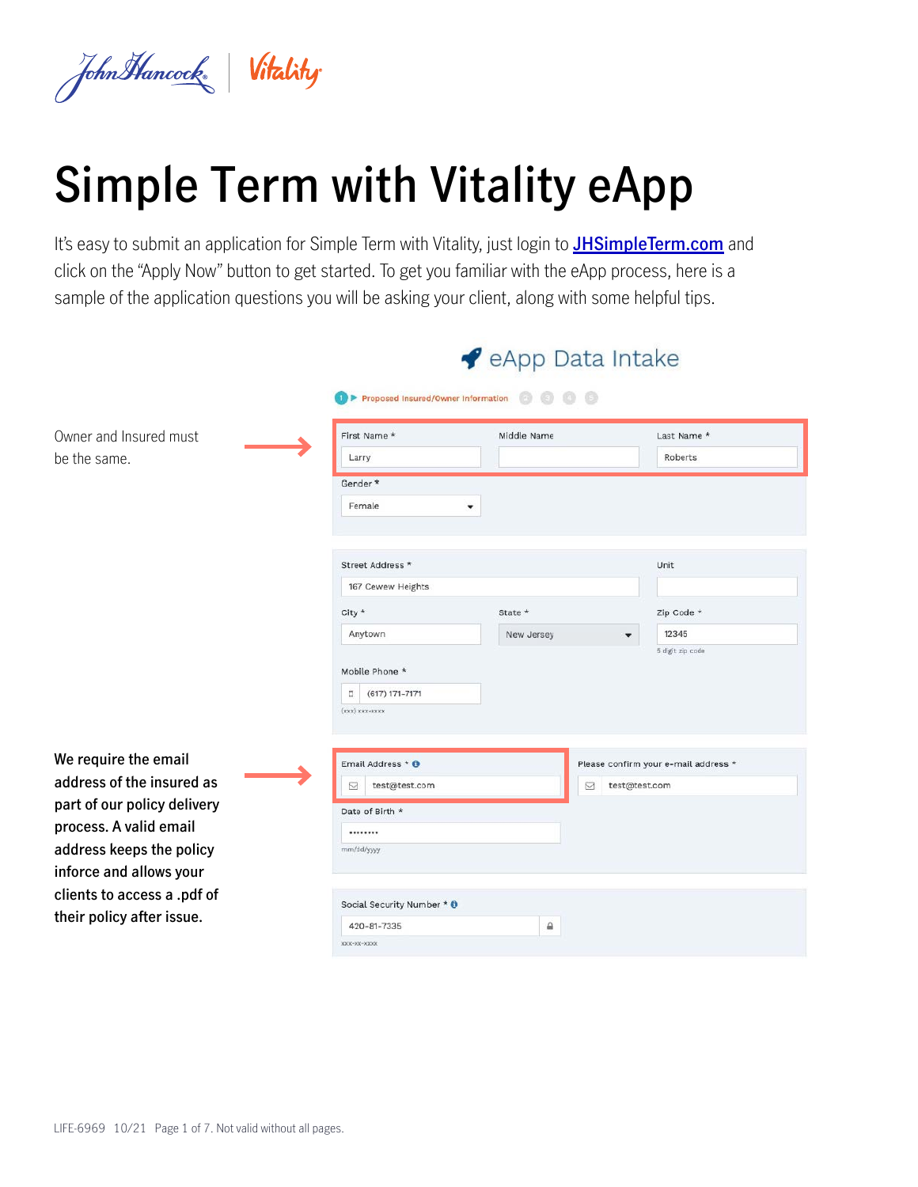# Simple Term with Vitality eApp

It's easy to submit an application for Simple Term with Vitality, just login to [JHSimpleTerm.com](https://JHSimpleTerm.com) and click on the "Apply Now" button to get started. To get you familiar with the eApp process, here is a sample of the application questions you will be asking your client, along with some helpful tips.

## eApp Data Intake

1 ▶ Proposed Insured/Owner Information 2 3 4 5

Owner and Insured must be the same.

| First Name * | Middle Name | Last Name * |
|---|---|---|
| Larry | | Roberts |

Gender *: Female

| Street Address * | Unit |
|---|---|
| 167 Cewew Heights | |

| City * | State * | Zip Code * |
|---|---|---|
| Anytown | New Jersey | 12345 (5 digit zip code) |

Mobile Phone *: (617) 171-7171 ((xxx) xxx-xxxx)

**We require the email address of the insured as part of our policy delivery process. A valid email address keeps the policy inforce and allows your clients to access a .pdf of their policy after issue.**

| Email Address * | Please confirm your e-mail address * |
|---|---|
| test@test.com | test@test.com |

Date of Birth *: •••••••• (mm/dd/yyyy)

Social Security Number *: 420-81-7335 (xxx-xx-xxxx)

LIFE-6969 10/21 Page 1 of 7. Not valid without all pages.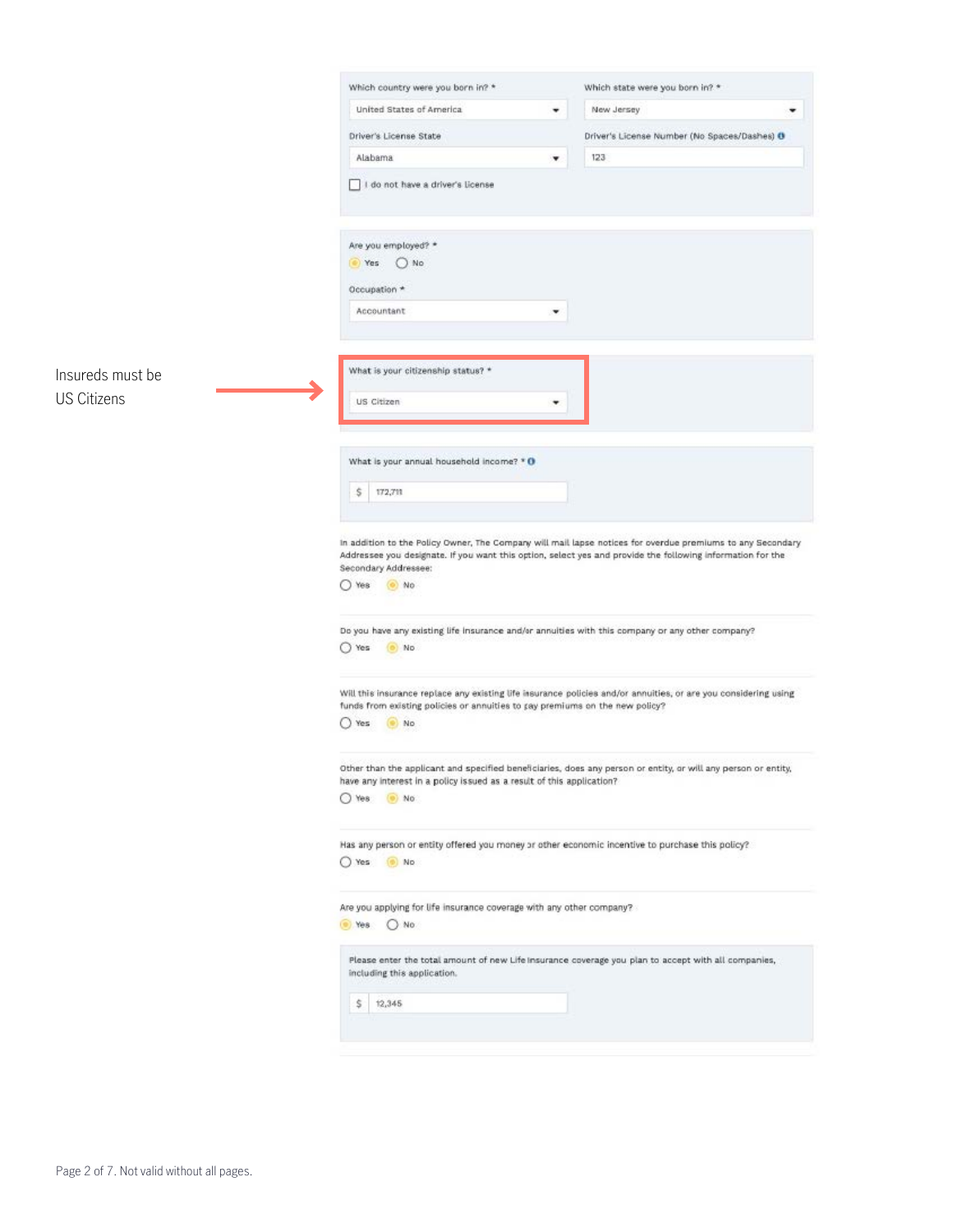Which country were you born in? *

United States of America

Which state were you born in? *

New Jersey

Driver's License State

Alabama

Driver's License Number (No Spaces/Dashes)

123

☐ I do not have a driver's license

Are you employed? *

◉ Yes ○ No

Occupation *

Accountant

Insureds must be US Citizens

What is your citizenship status? *

US Citizen

What is your annual household income? *

$ 172,711

In addition to the Policy Owner, The Company will mail lapse notices for overdue premiums to any Secondary Addressee you designate. If you want this option, select yes and provide the following information for the Secondary Addressee:

○ Yes ◉ No

Do you have any existing life insurance and/or annuities with this company or any other company?

○ Yes ◉ No

Will this insurance replace any existing life insurance policies and/or annuities, or are you considering using funds from existing policies or annuities to pay premiums on the new policy?

○ Yes ◉ No

Other than the applicant and specified beneficiaries, does any person or entity, or will any person or entity, have any interest in a policy issued as a result of this application?

○ Yes ◉ No

Has any person or entity offered you money or other economic incentive to purchase this policy?

○ Yes ◉ No

Are you applying for life insurance coverage with any other company?

◉ Yes ○ No

Please enter the total amount of new Life Insurance coverage you plan to accept with all companies, including this application.

$ 12,345

Page 2 of 7. Not valid without all pages.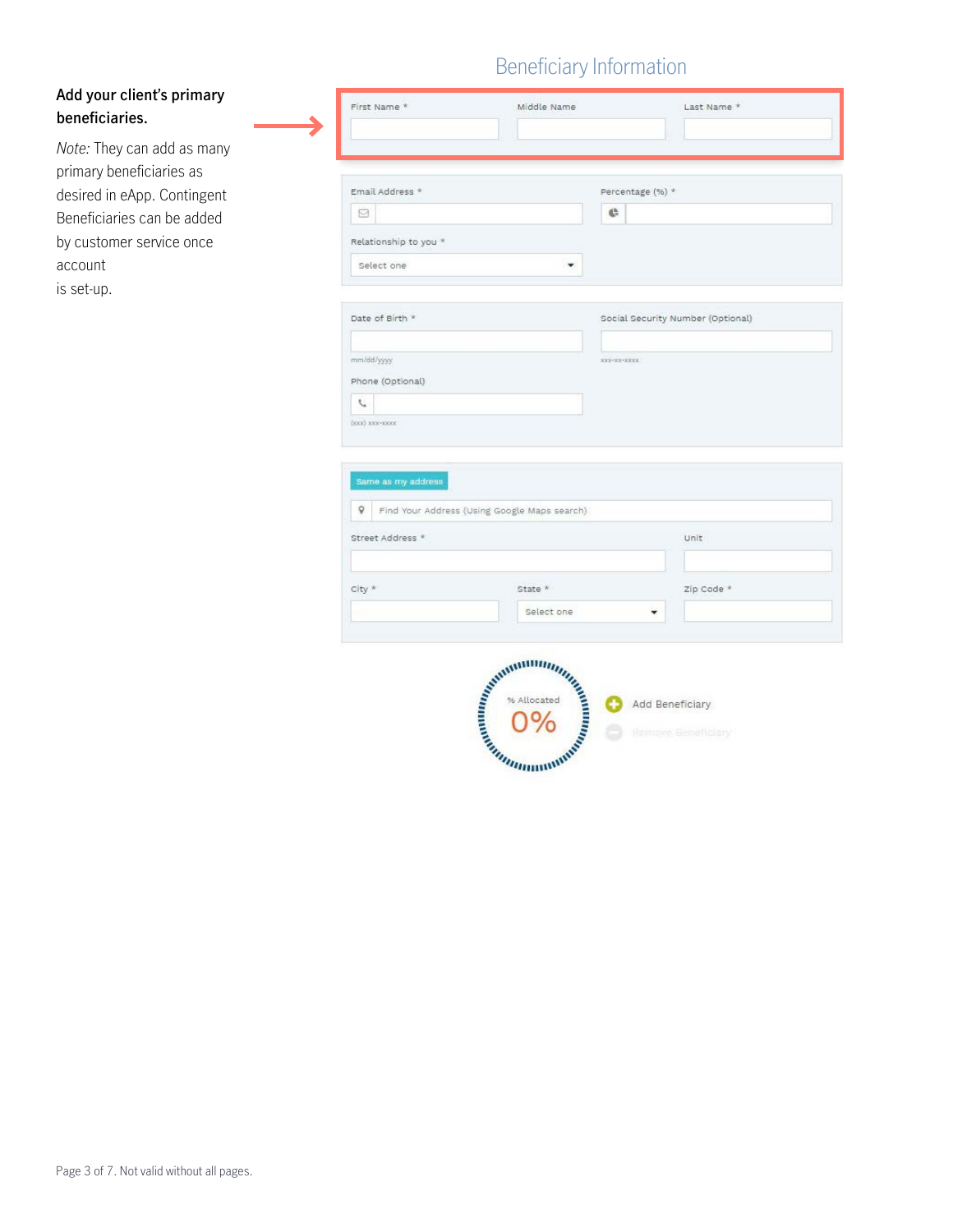**Add your client's primary beneficiaries.**

*Note:* They can add as many primary beneficiaries as desired in eApp. Contingent Beneficiaries can be added by customer service once account is set-up.

## Beneficiary Information

First Name *

Middle Name

Last Name *

Email Address *

Percentage (%) *

Relationship to you *

Select one

Date of Birth *

mm/dd/yyyy

Social Security Number (Optional)

xxx-xx-xxxx

Phone (Optional)

(xxx) xxx-xxxx

Same as my address

Find Your Address (Using Google Maps search)

Street Address *

Unit

City *

State *

Select one

Zip Code *

% Allocated

0%

Add Beneficiary

Remove Beneficiary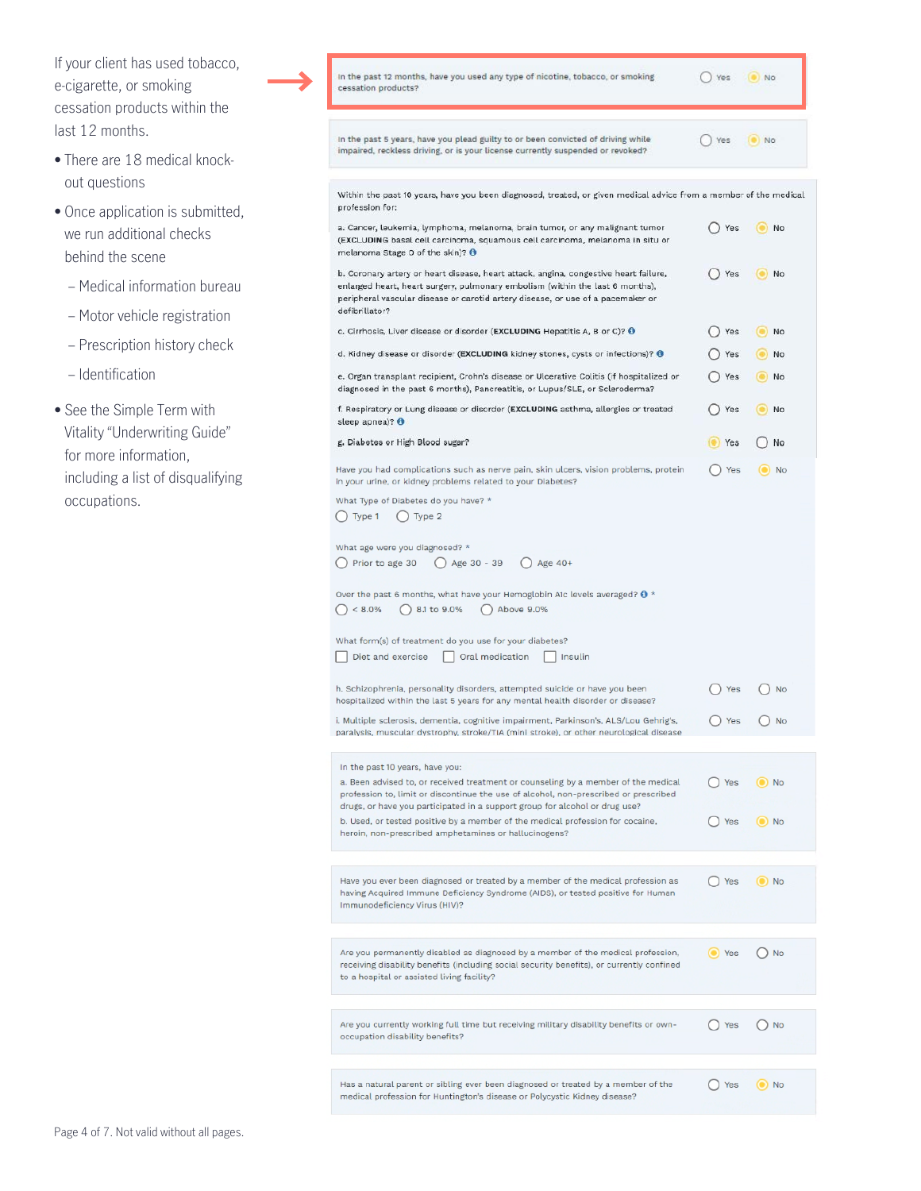If your client has used tobacco, e-cigarette, or smoking cessation products within the last 12 months.

- There are 18 medical knock-out questions
- Once application is submitted, we run additional checks behind the scene
  - Medical information bureau
  - Motor vehicle registration
  - Prescription history check
  - Identification
- See the Simple Term with Vitality "Underwriting Guide" for more information, including a list of disqualifying occupations.

In the past 12 months, have you used any type of nicotine, tobacco, or smoking cessation products? ○ Yes ● No

In the past 5 years, have you plead guilty to or been convicted of driving while impaired, reckless driving, or is your license currently suspended or revoked? ○ Yes ● No

Within the past 10 years, have you been diagnosed, treated, or given medical advice from a member of the medical profession for:

a. Cancer, leukemia, lymphoma, melanoma, brain tumor, or any malignant tumor (**EXCLUDING** basal cell carcinoma, squamous cell carcinoma, melanoma in situ or melanoma Stage 0 of the skin)? ○ Yes ● No

b. Coronary artery or heart disease, heart attack, angina, congestive heart failure, enlarged heart, heart surgery, pulmonary embolism (within the last 6 months), peripheral vascular disease or carotid artery disease, or use of a pacemaker or defibrillator? ○ Yes ● No

c. Cirrhosis, Liver disease or disorder (**EXCLUDING** Hepatitis A, B or C)? ○ Yes ● No

d. Kidney disease or disorder (**EXCLUDING** kidney stones, cysts or infections)? ○ Yes ● No

e. Organ transplant recipient, Crohn's disease or Ulcerative Colitis (if hospitalized or diagnosed in the past 6 months), Pancreatitis, or Lupus/SLE, or Scleroderma? ○ Yes ● No

f. Respiratory or Lung disease or disorder (**EXCLUDING** asthma, allergies or treated sleep apnea)? ○ Yes ● No

g. Diabetes or High Blood sugar? ● Yes ○ No

Have you had complications such as nerve pain, skin ulcers, vision problems, protein in your urine, or kidney problems related to your Diabetes? ○ Yes ● No

What Type of Diabetes do you have? *

○ Type 1 ○ Type 2

What age were you diagnosed? *

○ Prior to age 30 ○ Age 30 - 39 ○ Age 40+

Over the past 6 months, what have your Hemoglobin A1c levels averaged? *

○ < 8.0% ○ 8.1 to 9.0% ○ Above 9.0%

What form(s) of treatment do you use for your diabetes?

☐ Diet and exercise ☐ Oral medication ☐ Insulin

h. Schizophrenia, personality disorders, attempted suicide or have you been hospitalized within the last 5 years for any mental health disorder or disease? ○ Yes ○ No

i. Multiple sclerosis, dementia, cognitive impairment, Parkinson's, ALS/Lou Gehrig's, paralysis, muscular dystrophy, stroke/TIA (mini stroke), or other neurological disease ○ Yes ○ No

In the past 10 years, have you:

a. Been advised to, or received treatment or counseling by a member of the medical profession to, limit or discontinue the use of alcohol, non-prescribed or prescribed drugs, or have you participated in a support group for alcohol or drug use? ○ Yes ● No

b. Used, or tested positive by a member of the medical profession for cocaine, heroin, non-prescribed amphetamines or hallucinogens? ○ Yes ● No

Have you ever been diagnosed or treated by a member of the medical profession as having Acquired Immune Deficiency Syndrome (AIDS), or tested positive for Human Immunodeficiency Virus (HIV)? ○ Yes ● No

Are you permanently disabled as diagnosed by a member of the medical profession, receiving disability benefits (including social security benefits), or currently confined to a hospital or assisted living facility? ● Yes ○ No

Are you currently working full time but receiving military disability benefits or own-occupation disability benefits? ○ Yes ○ No

Has a natural parent or sibling ever been diagnosed or treated by a member of the medical profession for Huntington's disease or Polycystic Kidney disease? ○ Yes ● No

Not valid without all pages.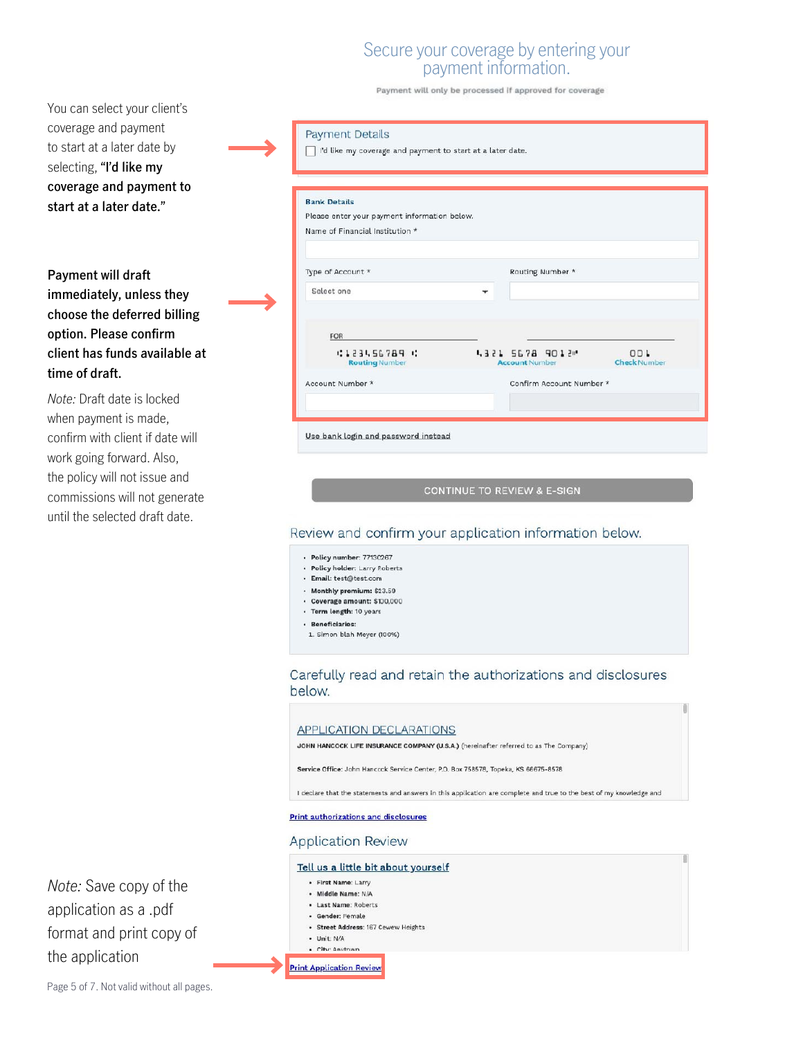You can select your client's coverage and payment to start at a later date by selecting, **"I'd like my coverage and payment to start at a later date."**

**Payment will draft immediately, unless they choose the deferred billing option. Please confirm client has funds available at time of draft.**

*Note:* Draft date is locked when payment is made, confirm with client if date will work going forward. Also, the policy will not issue and commissions will not generate until the selected draft date.

## Secure your coverage by entering your payment information.

Payment will only be processed if approved for coverage

### Payment Details

☐ I'd like my coverage and payment to start at a later date.

**Bank Details**

Please enter your payment information below.

Name of Financial Institution *

Type of Account * — Select one

Routing Number *

FOR

⑆123456789⑆ Routing Number — ⑈321 5678 9012⑈ Account Number — 001 Check Number

Account Number *

Confirm Account Number *

Use bank login and password instead

CONTINUE TO REVIEW & E-SIGN

### Review and confirm your application information below.

- **Policy number:** 77130267
- **Policy holder:** Larry Roberts
- **Email:** test@test.com
- **Monthly premium:** $23.50
- **Coverage amount:** $100,000
- **Term length:** 10 years
- **Beneficiaries:**
  1. Simon blah Meyer (100%)

### Carefully read and retain the authorizations and disclosures below.

APPLICATION DECLARATIONS

JOHN HANCOCK LIFE INSURANCE COMPANY (U.S.A.) (hereinafter referred to as The Company)

**Service Office:** John Hancock Service Center, P.O. Box 758578, Topeka, KS 66675-8578

I declare that the statements and answers in this application are complete and true to the best of my knowledge and

Print authorizations and disclosures

### Application Review

Tell us a little bit about yourself

- **First Name:** Larry
- **Middle Name:** N/A
- **Last Name:** Roberts
- **Gender:** Female
- **Street Address:** 167 Cewew Heights
- **Unit:** N/A
- **City:** Anytown

*Note:* Save copy of the application as a .pdf format and print copy of the application

Print Application Review

Not valid without all pages.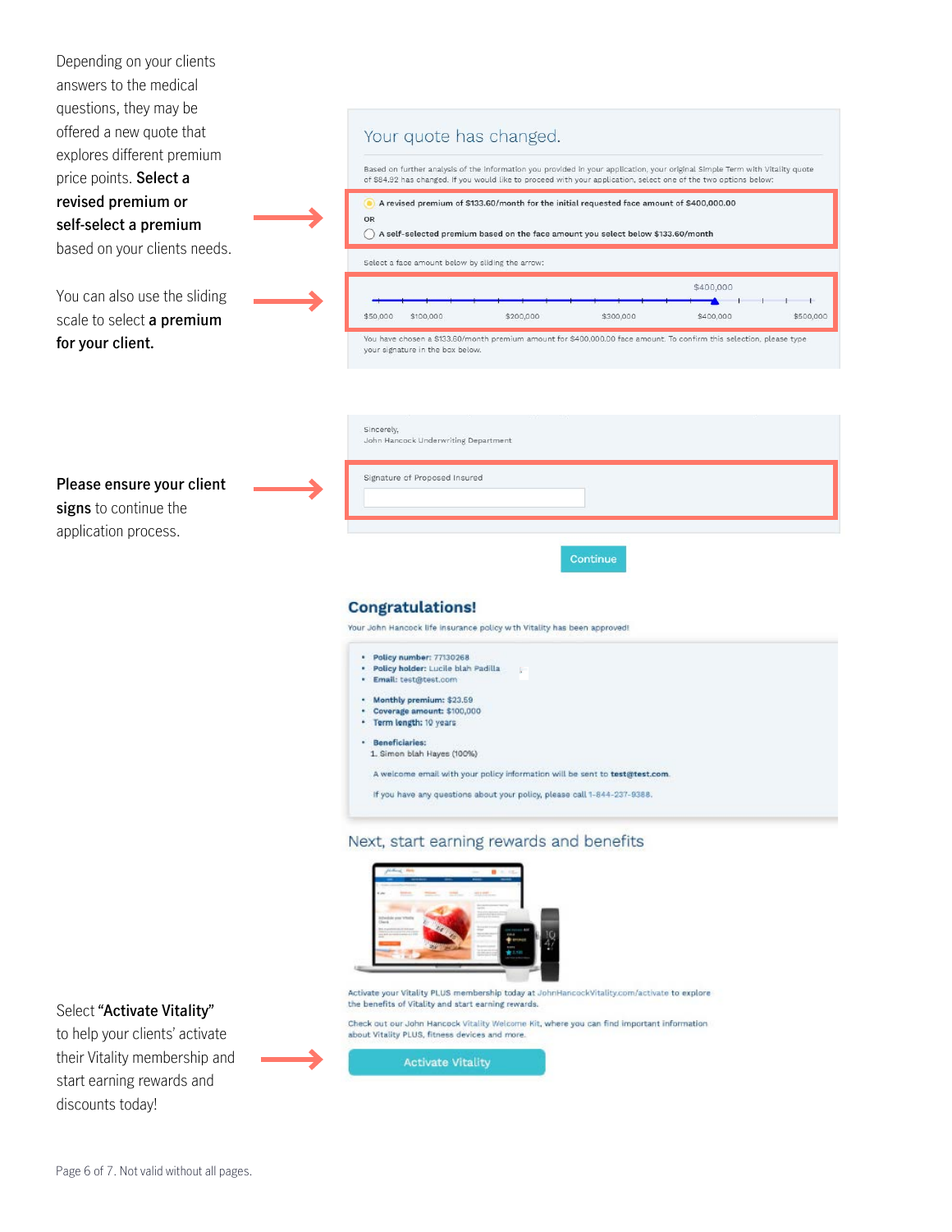Depending on your clients answers to the medical questions, they may be offered a new quote that explores different premium price points. **Select a revised premium or self-select a premium** based on your clients needs.

You can also use the sliding scale to select **a premium for your client.**

**Please ensure your client signs** to continue the application process.

Select **"Activate Vitality"** to help your clients' activate their Vitality membership and start earning rewards and discounts today!

## Your quote has changed.

Based on further analysis of the information you provided in your application, your original Simple Term with Vitality quote of $84.92 has changed. If you would like to proceed with your application, select one of the two options below:

- A revised premium of $133.60/month for the initial requested face amount of $400,000.00

OR

- A self-selected premium based on the face amount you select below $133.60/month

Select a face amount below by sliding the arrow:

$400,000

$50,000 $100,000 $200,000 $300,000 $400,000 $500,000

You have chosen a $133.60/month premium amount for $400,000.00 face amount. To confirm this selection, please type your signature in the box below.

Sincerely,
John Hancock Underwriting Department

Signature of Proposed Insured

Continue

## Congratulations!

Your John Hancock life insurance policy with Vitality has been approved!

- **Policy number:** 77130268
- **Policy holder:** Lucile blah Padilla
- **Email:** test@test.com

- **Monthly premium:** $23.59
- **Coverage amount:** $100,000
- **Term length:** 10 years

- **Beneficiaries:**
  1. Simon blah Hayes (100%)

A welcome email with your policy information will be sent to **test@test.com**.

If you have any questions about your policy, please call 1-844-237-9388.

## Next, start earning rewards and benefits

Activate your Vitality PLUS membership today at JohnHancockVitality.com/activate to explore the benefits of Vitality and start earning rewards.

Check out our John Hancock Vitality Welcome Kit, where you can find important information about Vitality PLUS, fitness devices and more.

Activate Vitality

Not valid without all pages.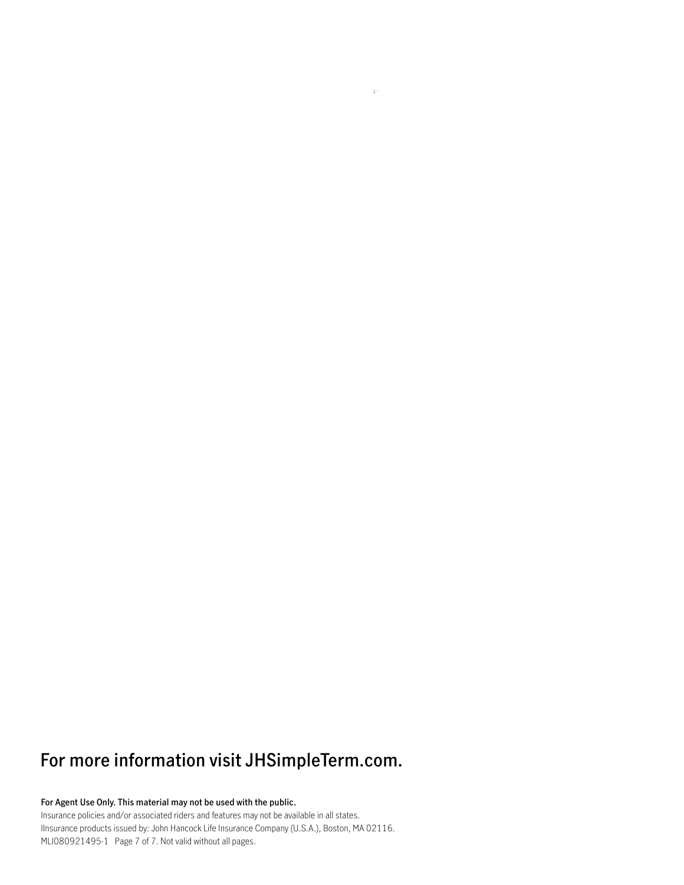## For more information visit JHSimpleTerm.com.

**For Agent Use Only. This material may not be used with the public.**

Insurance policies and/or associated riders and features may not be available in all states.

IInsurance products issued by: John Hancock Life Insurance Company (U.S.A.), Boston, MA 02116.

MLI080921495-1 Page 7 of 7. Not valid without all pages.